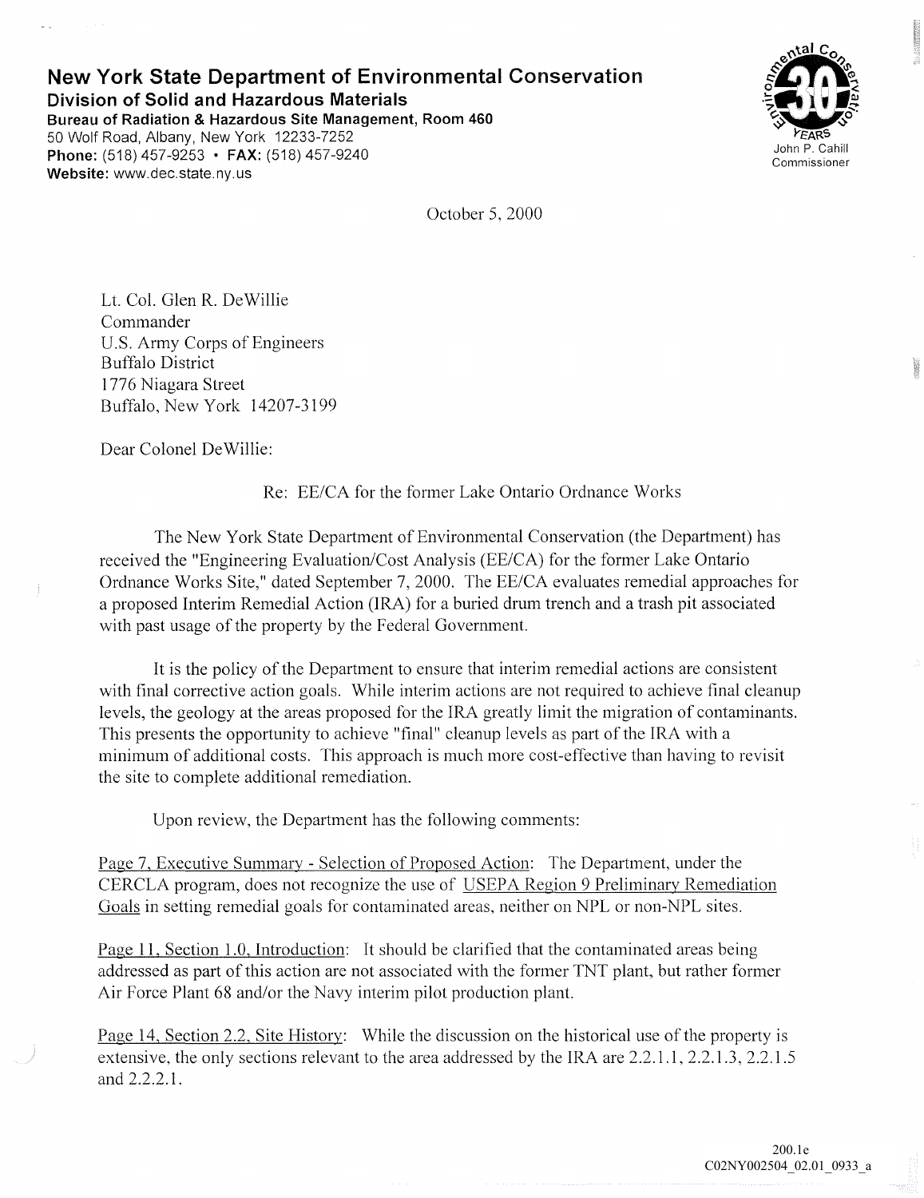**New York State Department of Environmental Conservation**
**Division of Solid and Hazardous Materials**
**Bureau of Radiation & Hazardous Site Management, Room 460**
50 Wolf Road, Albany, New York 12233-7252
**Phone:** (518) 457-9253 • **FAX:** (518) 457-9240
**Website:** www.dec.state.ny.us

John P. Cahill
Commissioner

October 5, 2000

Lt. Col. Glen R. DeWillie
Commander
U.S. Army Corps of Engineers
Buffalo District
1776 Niagara Street
Buffalo, New York 14207-3199

Dear Colonel DeWillie:

Re: EE/CA for the former Lake Ontario Ordnance Works

The New York State Department of Environmental Conservation (the Department) has received the "Engineering Evaluation/Cost Analysis (EE/CA) for the former Lake Ontario Ordnance Works Site," dated September 7, 2000. The EE/CA evaluates remedial approaches for a proposed Interim Remedial Action (IRA) for a buried drum trench and a trash pit associated with past usage of the property by the Federal Government.

It is the policy of the Department to ensure that interim remedial actions are consistent with final corrective action goals. While interim actions are not required to achieve final cleanup levels, the geology at the areas proposed for the IRA greatly limit the migration of contaminants. This presents the opportunity to achieve "final" cleanup levels as part of the IRA with a minimum of additional costs. This approach is much more cost-effective than having to revisit the site to complete additional remediation.

Upon review, the Department has the following comments:

Page 7, Executive Summary - Selection of Proposed Action: The Department, under the CERCLA program, does not recognize the use of USEPA Region 9 Preliminary Remediation Goals in setting remedial goals for contaminated areas, neither on NPL or non-NPL sites.

Page 11, Section 1.0, Introduction: It should be clarified that the contaminated areas being addressed as part of this action are not associated with the former TNT plant, but rather former Air Force Plant 68 and/or the Navy interim pilot production plant.

Page 14, Section 2.2, Site History: While the discussion on the historical use of the property is extensive, the only sections relevant to the area addressed by the IRA are 2.2.1.1, 2.2.1.3, 2.2.1.5 and 2.2.2.1.

200.1e
C02NY002504_02.01_0933_a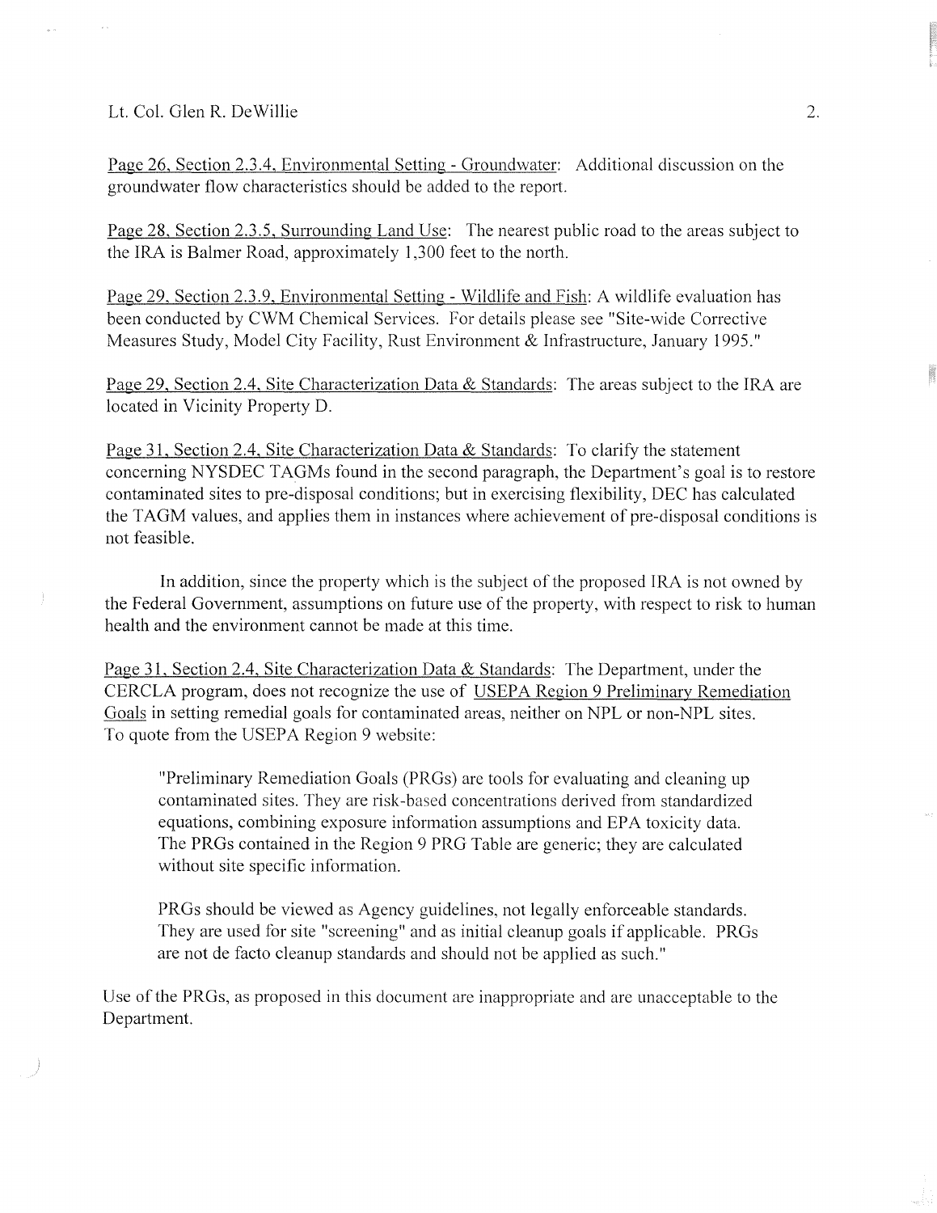Page 26, Section 2.3.4, Environmental Setting - Groundwater: Additional discussion on the groundwater flow characteristics should be added to the report.

Page 28, Section 2.3.5, Surrounding Land Use: The nearest public road to the areas subject to the IRA is Balmer Road, approximately 1,300 feet to the north.

Page 29, Section 2.3.9, Environmental Setting - Wildlife and Fish: A wildlife evaluation has been conducted by CWM Chemical Services. For details please see "Site-wide Corrective Measures Study, Model City Facility, Rust Environment & Infrastructure, January 1995."

Page 29, Section 2.4, Site Characterization Data & Standards: The areas subject to the IRA are located in Vicinity Property D.

Page 31, Section 2.4, Site Characterization Data & Standards: To clarify the statement concerning NYSDEC TAGMs found in the second paragraph, the Department's goal is to restore contaminated sites to pre-disposal conditions; but in exercising flexibility, DEC has calculated the TAGM values, and applies them in instances where achievement of pre-disposal conditions is not feasible.

In addition, since the property which is the subject of the proposed IRA is not owned by the Federal Government, assumptions on future use of the property, with respect to risk to human health and the environment cannot be made at this time.

Page 31, Section 2.4, Site Characterization Data & Standards: The Department, under the CERCLA program, does not recognize the use of USEPA Region 9 Preliminary Remediation Goals in setting remedial goals for contaminated areas, neither on NPL or non-NPL sites. To quote from the USEPA Region 9 website:

> "Preliminary Remediation Goals (PRGs) are tools for evaluating and cleaning up contaminated sites. They are risk-based concentrations derived from standardized equations, combining exposure information assumptions and EPA toxicity data. The PRGs contained in the Region 9 PRG Table are generic; they are calculated without site specific information.
>
> PRGs should be viewed as Agency guidelines, not legally enforceable standards. They are used for site "screening" and as initial cleanup goals if applicable. PRGs are not de facto cleanup standards and should not be applied as such."

Use of the PRGs, as proposed in this document are inappropriate and are unacceptable to the Department.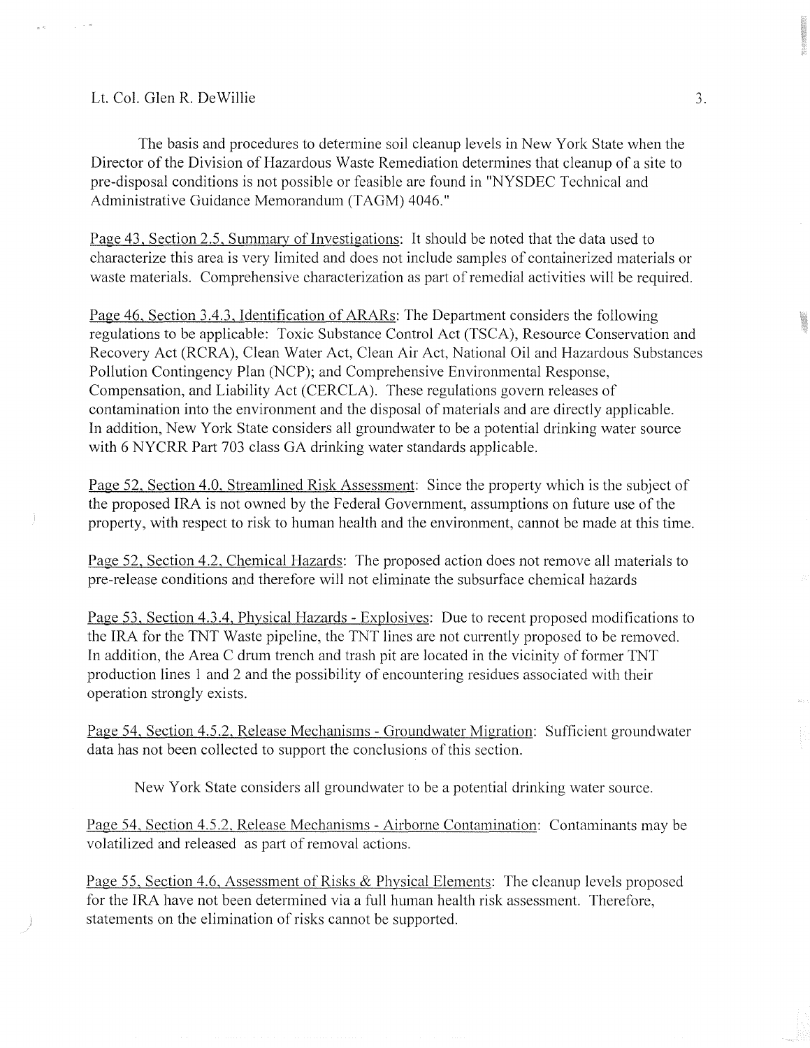The basis and procedures to determine soil cleanup levels in New York State when the Director of the Division of Hazardous Waste Remediation determines that cleanup of a site to pre-disposal conditions is not possible or feasible are found in "NYSDEC Technical and Administrative Guidance Memorandum (TAGM) 4046."

Page 43, Section 2.5, Summary of Investigations: It should be noted that the data used to characterize this area is very limited and does not include samples of containerized materials or waste materials. Comprehensive characterization as part of remedial activities will be required.

Page 46, Section 3.4.3, Identification of ARARs: The Department considers the following regulations to be applicable: Toxic Substance Control Act (TSCA), Resource Conservation and Recovery Act (RCRA), Clean Water Act, Clean Air Act, National Oil and Hazardous Substances Pollution Contingency Plan (NCP); and Comprehensive Environmental Response, Compensation, and Liability Act (CERCLA). These regulations govern releases of contamination into the environment and the disposal of materials and are directly applicable. In addition, New York State considers all groundwater to be a potential drinking water source with 6 NYCRR Part 703 class GA drinking water standards applicable.

Page 52, Section 4.0, Streamlined Risk Assessment: Since the property which is the subject of the proposed IRA is not owned by the Federal Government, assumptions on future use of the property, with respect to risk to human health and the environment, cannot be made at this time.

Page 52, Section 4.2, Chemical Hazards: The proposed action does not remove all materials to pre-release conditions and therefore will not eliminate the subsurface chemical hazards

Page 53, Section 4.3.4, Physical Hazards - Explosives: Due to recent proposed modifications to the IRA for the TNT Waste pipeline, the TNT lines are not currently proposed to be removed. In addition, the Area C drum trench and trash pit are located in the vicinity of former TNT production lines 1 and 2 and the possibility of encountering residues associated with their operation strongly exists.

Page 54, Section 4.5.2, Release Mechanisms - Groundwater Migration: Sufficient groundwater data has not been collected to support the conclusions of this section.

New York State considers all groundwater to be a potential drinking water source.

Page 54, Section 4.5.2, Release Mechanisms - Airborne Contamination: Contaminants may be volatilized and released as part of removal actions.

Page 55, Section 4.6, Assessment of Risks & Physical Elements: The cleanup levels proposed for the IRA have not been determined via a full human health risk assessment. Therefore, statements on the elimination of risks cannot be supported.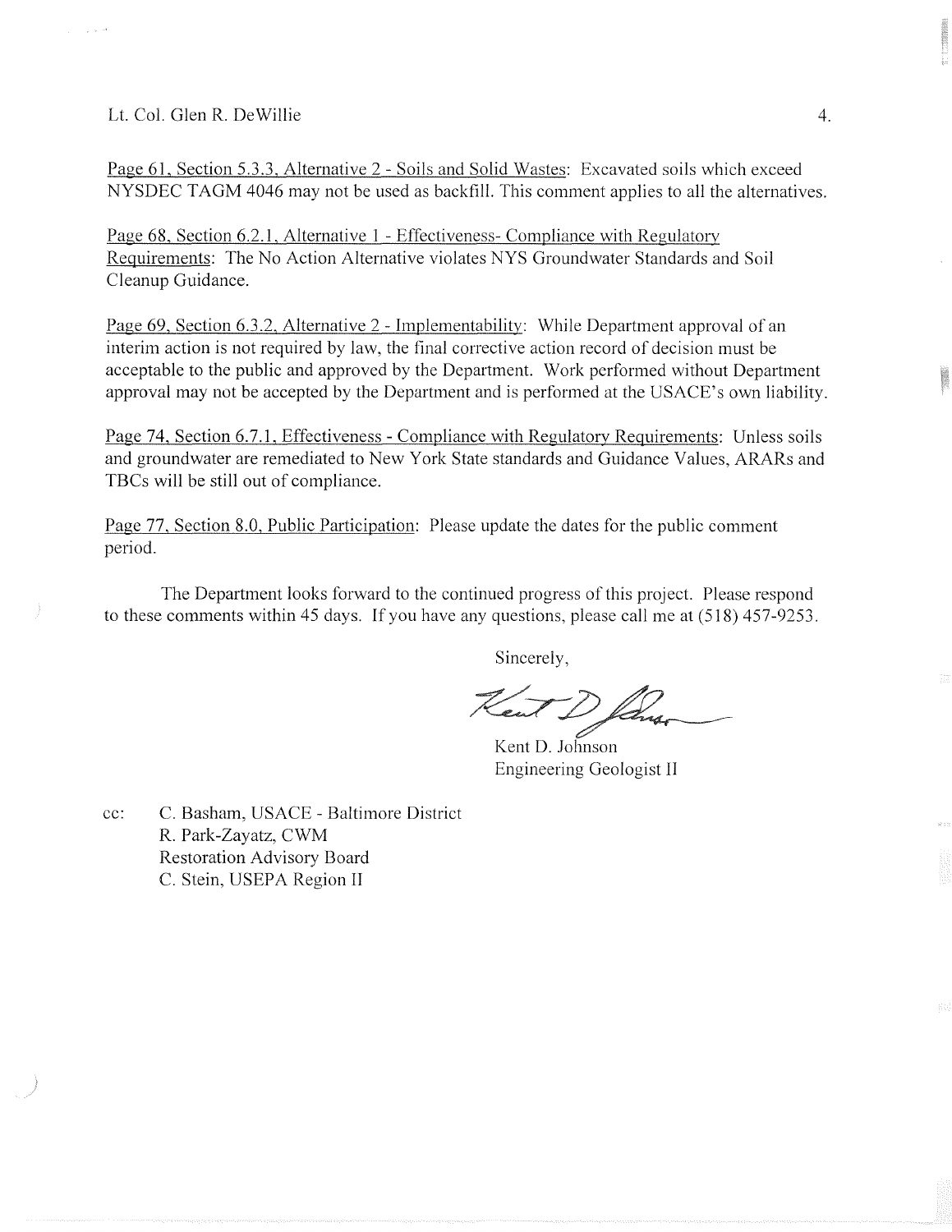Page 61, Section 5.3.3, Alternative 2 - Soils and Solid Wastes: Excavated soils which exceed NYSDEC TAGM 4046 may not be used as backfill. This comment applies to all the alternatives.

Page 68, Section 6.2.1, Alternative 1 - Effectiveness- Compliance with Regulatory Requirements: The No Action Alternative violates NYS Groundwater Standards and Soil Cleanup Guidance.

Page 69, Section 6.3.2, Alternative 2 - Implementability: While Department approval of an interim action is not required by law, the final corrective action record of decision must be acceptable to the public and approved by the Department. Work performed without Department approval may not be accepted by the Department and is performed at the USACE's own liability.

Page 74, Section 6.7.1, Effectiveness - Compliance with Regulatory Requirements: Unless soils and groundwater are remediated to New York State standards and Guidance Values, ARARs and TBCs will be still out of compliance.

Page 77, Section 8.0, Public Participation: Please update the dates for the public comment period.

The Department looks forward to the continued progress of this project. Please respond to these comments within 45 days. If you have any questions, please call me at (518) 457-9253.

Sincerely,

Kent D. Johnson
Engineering Geologist II

cc: C. Basham, USACE - Baltimore District
R. Park-Zayatz, CWM
Restoration Advisory Board
C. Stein, USEPA Region II